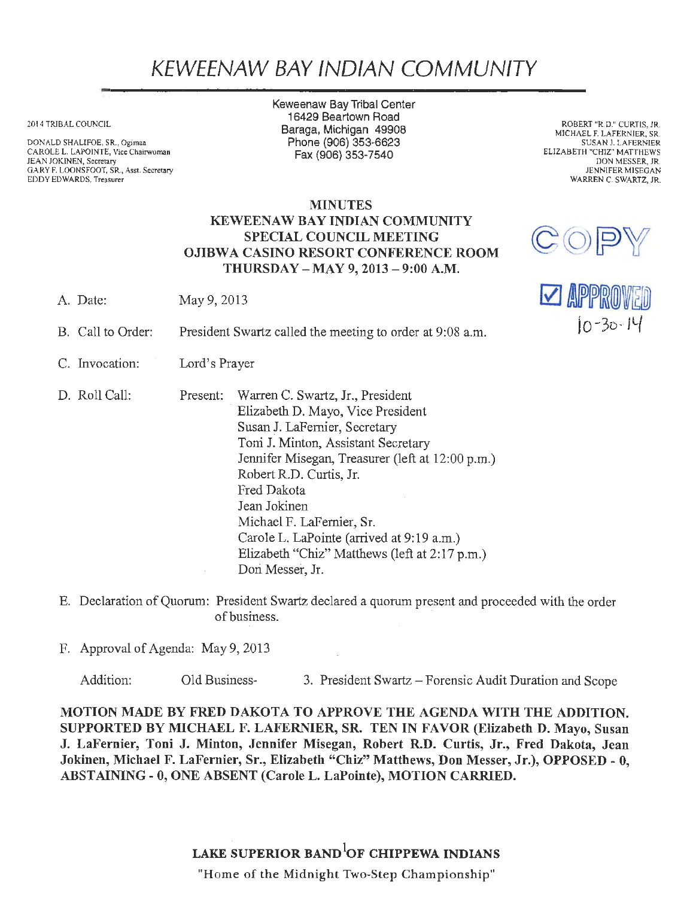# KEWEENAW BAY INDIAN COMMUNITY

2014 TRIBAL COUNCIL

DONALD SHALIFOE, SR., Ogimaa
CAROLE L. LAPOINTE, Vice Chairwoman
JEAN JOKINEN, Secretary
GARY F. LOONSFOOT, SR., Asst. Secretary
EDDY EDWARDS, Treasurer

Keweenaw Bay Tribal Center
16429 Beartown Road
Baraga, Michigan 49908
Phone (906) 353-6623
Fax (906) 353-7540

ROBERT "R.D." CURTIS, JR.
MICHAEL F. LAFERNIER, SR.
SUSAN J. LAFERNIER
ELIZABETH "CHIZ" MATTHEWS
DON MESSER, JR.
JENNIFER MISEGAN
WARREN C. SWARTZ, JR.

COPY

☑ APPROVED 10-30-14

**MINUTES**
**KEWEENAW BAY INDIAN COMMUNITY**
**SPECIAL COUNCIL MEETING**
**OJIBWA CASINO RESORT CONFERENCE ROOM**
**THURSDAY – MAY 9, 2013 – 9:00 A.M.**

A. Date: May 9, 2013

B. Call to Order: President Swartz called the meeting to order at 9:08 a.m.

C. Invocation: Lord's Prayer

D. Roll Call: Present:
Warren C. Swartz, Jr., President
Elizabeth D. Mayo, Vice President
Susan J. LaFernier, Secretary
Toni J. Minton, Assistant Secretary
Jennifer Misegan, Treasurer (left at 12:00 p.m.)
Robert R.D. Curtis, Jr.
Fred Dakota
Jean Jokinen
Michael F. LaFernier, Sr.
Carole L. LaPointe (arrived at 9:19 a.m.)
Elizabeth "Chiz" Matthews (left at 2:17 p.m.)
Don Messer, Jr.

E. Declaration of Quorum: President Swartz declared a quorum present and proceeded with the order of business.

F. Approval of Agenda: May 9, 2013

Addition: Old Business- 3. President Swartz – Forensic Audit Duration and Scope

**MOTION MADE BY FRED DAKOTA TO APPROVE THE AGENDA WITH THE ADDITION. SUPPORTED BY MICHAEL F. LAFERNIER, SR. TEN IN FAVOR (Elizabeth D. Mayo, Susan J. LaFernier, Toni J. Minton, Jennifer Misegan, Robert R.D. Curtis, Jr., Fred Dakota, Jean Jokinen, Michael F. LaFernier, Sr., Elizabeth "Chiz" Matthews, Don Messer, Jr.), OPPOSED - 0, ABSTAINING - 0, ONE ABSENT (Carole L. LaPointe), MOTION CARRIED.**

**LAKE SUPERIOR BAND OF CHIPPEWA INDIANS**

"Home of the Midnight Two-Step Championship"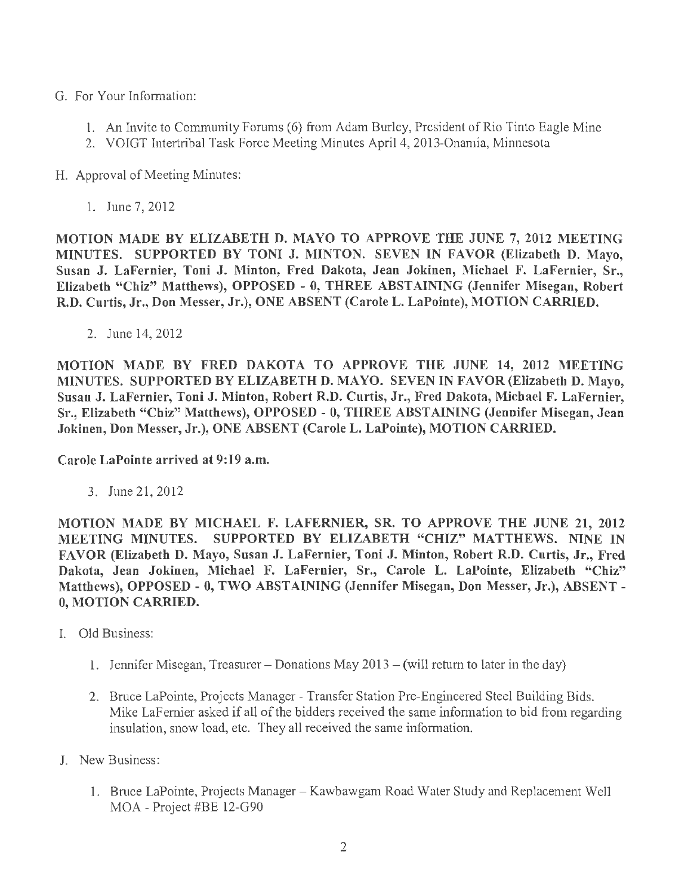G. For Your Information:

1. An Invite to Community Forums (6) from Adam Burley, President of Rio Tinto Eagle Mine
2. VOIGT Intertribal Task Force Meeting Minutes April 4, 2013-Onamia, Minnesota

H. Approval of Meeting Minutes:

1. June 7, 2012

**MOTION MADE BY ELIZABETH D. MAYO TO APPROVE THE JUNE 7, 2012 MEETING MINUTES. SUPPORTED BY TONI J. MINTON. SEVEN IN FAVOR (Elizabeth D. Mayo, Susan J. LaFernier, Toni J. Minton, Fred Dakota, Jean Jokinen, Michael F. LaFernier, Sr., Elizabeth "Chiz" Matthews), OPPOSED - 0, THREE ABSTAINING (Jennifer Misegan, Robert R.D. Curtis, Jr., Don Messer, Jr.), ONE ABSENT (Carole L. LaPointe), MOTION CARRIED.**

2. June 14, 2012

**MOTION MADE BY FRED DAKOTA TO APPROVE THE JUNE 14, 2012 MEETING MINUTES. SUPPORTED BY ELIZABETH D. MAYO. SEVEN IN FAVOR (Elizabeth D. Mayo, Susan J. LaFernier, Toni J. Minton, Robert R.D. Curtis, Jr., Fred Dakota, Michael F. LaFernier, Sr., Elizabeth "Chiz" Matthews), OPPOSED - 0, THREE ABSTAINING (Jennifer Misegan, Jean Jokinen, Don Messer, Jr.), ONE ABSENT (Carole L. LaPointe), MOTION CARRIED.**

**Carole LaPointe arrived at 9:19 a.m.**

3. June 21, 2012

**MOTION MADE BY MICHAEL F. LAFERNIER, SR. TO APPROVE THE JUNE 21, 2012 MEETING MINUTES. SUPPORTED BY ELIZABETH "CHIZ" MATTHEWS. NINE IN FAVOR (Elizabeth D. Mayo, Susan J. LaFernier, Toni J. Minton, Robert R.D. Curtis, Jr., Fred Dakota, Jean Jokinen, Michael F. LaFernier, Sr., Carole L. LaPointe, Elizabeth "Chiz" Matthews), OPPOSED - 0, TWO ABSTAINING (Jennifer Misegan, Don Messer, Jr.), ABSENT - 0, MOTION CARRIED.**

I. Old Business:

1. Jennifer Misegan, Treasurer – Donations May 2013 – (will return to later in the day)

2. Bruce LaPointe, Projects Manager - Transfer Station Pre-Engineered Steel Building Bids. Mike LaFernier asked if all of the bidders received the same information to bid from regarding insulation, snow load, etc. They all received the same information.

J. New Business:

1. Bruce LaPointe, Projects Manager – Kawbawgam Road Water Study and Replacement Well MOA - Project #BE 12-G90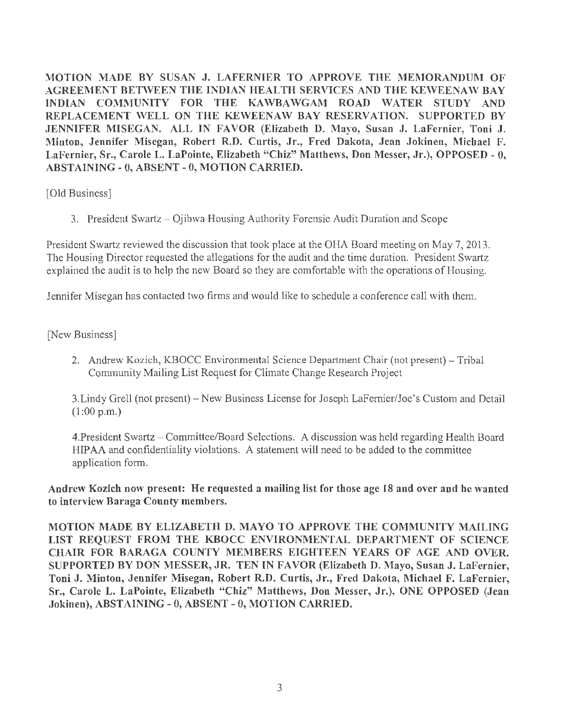**MOTION MADE BY SUSAN J. LAFERNIER TO APPROVE THE MEMORANDUM OF AGREEMENT BETWEEN THE INDIAN HEALTH SERVICES AND THE KEWEENAW BAY INDIAN COMMUNITY FOR THE KAWBAWGAM ROAD WATER STUDY AND REPLACEMENT WELL ON THE KEWEENAW BAY RESERVATION. SUPPORTED BY JENNIFER MISEGAN. ALL IN FAVOR (Elizabeth D. Mayo, Susan J. LaFernier, Toni J. Minton, Jennifer Misegan, Robert R.D. Curtis, Jr., Fred Dakota, Jean Jokinen, Michael F. LaFernier, Sr., Carole L. LaPointe, Elizabeth "Chiz" Matthews, Don Messer, Jr.), OPPOSED - 0, ABSTAINING - 0, ABSENT - 0, MOTION CARRIED.**

[Old Business]

3. President Swartz – Ojibwa Housing Authority Forensic Audit Duration and Scope

President Swartz reviewed the discussion that took place at the OHA Board meeting on May 7, 2013. The Housing Director requested the allegations for the audit and the time duration. President Swartz explained the audit is to help the new Board so they are comfortable with the operations of Housing.

Jennifer Misegan has contacted two firms and would like to schedule a conference call with them.

[New Business]

2. Andrew Kozich, KBOCC Environmental Science Department Chair (not present) – Tribal Community Mailing List Request for Climate Change Research Project

3. Lindy Grell (not present) – New Business License for Joseph LaFernier/Joe's Custom and Detail (1:00 p.m.)

4. President Swartz – Committee/Board Selections. A discussion was held regarding Health Board HIPAA and confidentiality violations. A statement will need to be added to the committee application form.

**Andrew Kozich now present: He requested a mailing list for those age 18 and over and he wanted to interview Baraga County members.**

**MOTION MADE BY ELIZABETH D. MAYO TO APPROVE THE COMMUNITY MAILING LIST REQUEST FROM THE KBOCC ENVIRONMENTAL DEPARTMENT OF SCIENCE CHAIR FOR BARAGA COUNTY MEMBERS EIGHTEEN YEARS OF AGE AND OVER. SUPPORTED BY DON MESSER, JR. TEN IN FAVOR (Elizabeth D. Mayo, Susan J. LaFernier, Toni J. Minton, Jennifer Misegan, Robert R.D. Curtis, Jr., Fred Dakota, Michael F. LaFernier, Sr., Carole L. LaPointe, Elizabeth "Chiz" Matthews, Don Messer, Jr.), ONE OPPOSED (Jean Jokinen), ABSTAINING - 0, ABSENT - 0, MOTION CARRIED.**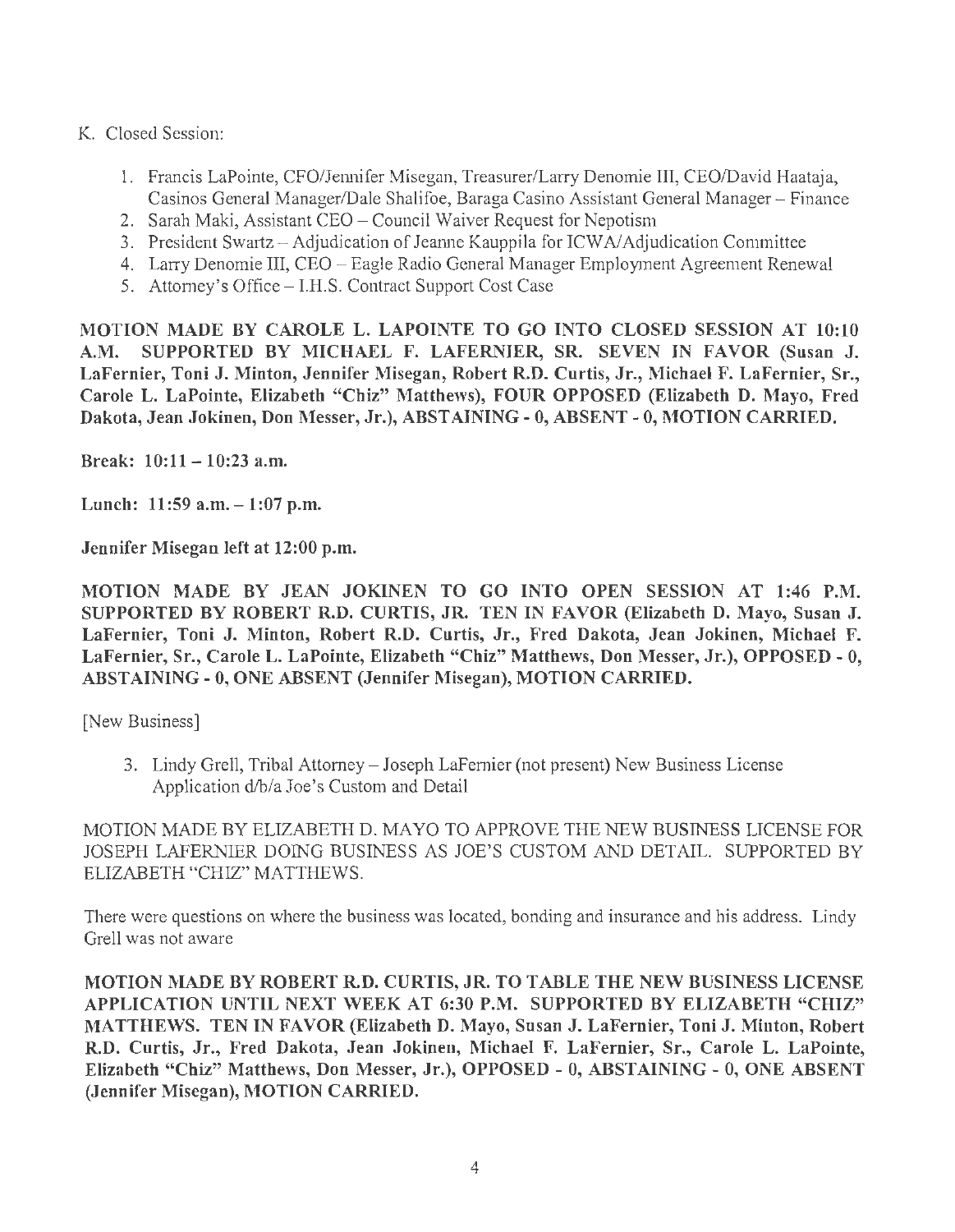K. Closed Session:

1. Francis LaPointe, CFO/Jennifer Misegan, Treasurer/Larry Denomie III, CEO/David Haataja, Casinos General Manager/Dale Shalifoe, Baraga Casino Assistant General Manager – Finance
2. Sarah Maki, Assistant CEO – Council Waiver Request for Nepotism
3. President Swartz – Adjudication of Jeanne Kauppila for ICWA/Adjudication Committee
4. Larry Denomie III, CEO – Eagle Radio General Manager Employment Agreement Renewal
5. Attorney's Office – I.H.S. Contract Support Cost Case

**MOTION MADE BY CAROLE L. LAPOINTE TO GO INTO CLOSED SESSION AT 10:10 A.M. SUPPORTED BY MICHAEL F. LAFERNIER, SR. SEVEN IN FAVOR (Susan J. LaFernier, Toni J. Minton, Jennifer Misegan, Robert R.D. Curtis, Jr., Michael F. LaFernier, Sr., Carole L. LaPointe, Elizabeth "Chiz" Matthews), FOUR OPPOSED (Elizabeth D. Mayo, Fred Dakota, Jean Jokinen, Don Messer, Jr.), ABSTAINING - 0, ABSENT - 0, MOTION CARRIED.**

**Break: 10:11 – 10:23 a.m.**

**Lunch: 11:59 a.m. – 1:07 p.m.**

**Jennifer Misegan left at 12:00 p.m.**

**MOTION MADE BY JEAN JOKINEN TO GO INTO OPEN SESSION AT 1:46 P.M. SUPPORTED BY ROBERT R.D. CURTIS, JR. TEN IN FAVOR (Elizabeth D. Mayo, Susan J. LaFernier, Toni J. Minton, Robert R.D. Curtis, Jr., Fred Dakota, Jean Jokinen, Michael F. LaFernier, Sr., Carole L. LaPointe, Elizabeth "Chiz" Matthews, Don Messer, Jr.), OPPOSED - 0, ABSTAINING - 0, ONE ABSENT (Jennifer Misegan), MOTION CARRIED.**

[New Business]

3. Lindy Grell, Tribal Attorney – Joseph LaFernier (not present) New Business License Application d/b/a Joe's Custom and Detail

MOTION MADE BY ELIZABETH D. MAYO TO APPROVE THE NEW BUSINESS LICENSE FOR JOSEPH LAFERNIER DOING BUSINESS AS JOE'S CUSTOM AND DETAIL. SUPPORTED BY ELIZABETH "CHIZ" MATTHEWS.

There were questions on where the business was located, bonding and insurance and his address. Lindy Grell was not aware

**MOTION MADE BY ROBERT R.D. CURTIS, JR. TO TABLE THE NEW BUSINESS LICENSE APPLICATION UNTIL NEXT WEEK AT 6:30 P.M. SUPPORTED BY ELIZABETH "CHIZ" MATTHEWS. TEN IN FAVOR (Elizabeth D. Mayo, Susan J. LaFernier, Toni J. Minton, Robert R.D. Curtis, Jr., Fred Dakota, Jean Jokinen, Michael F. LaFernier, Sr., Carole L. LaPointe, Elizabeth "Chiz" Matthews, Don Messer, Jr.), OPPOSED - 0, ABSTAINING - 0, ONE ABSENT (Jennifer Misegan), MOTION CARRIED.**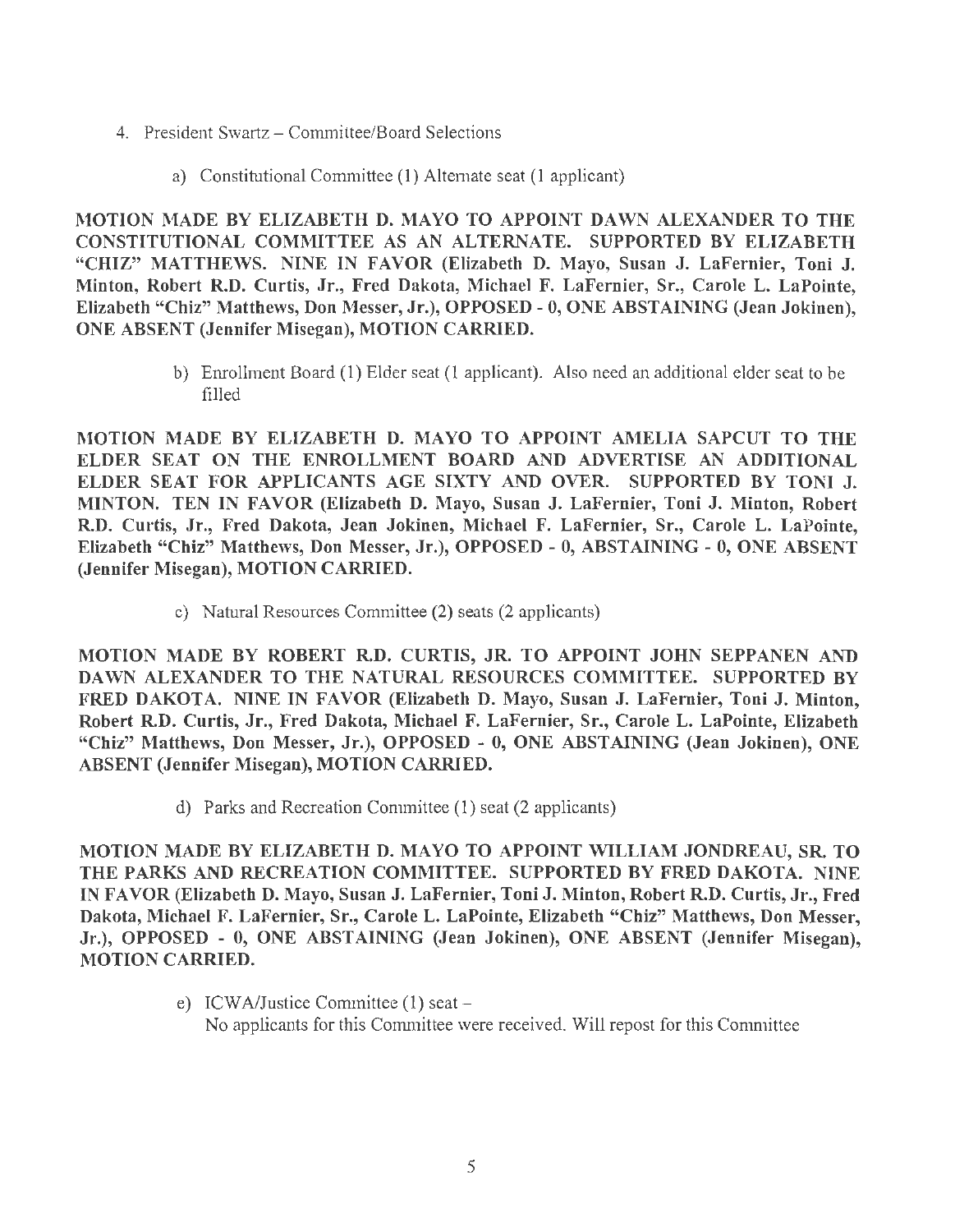4. President Swartz – Committee/Board Selections

    a) Constitutional Committee (1) Alternate seat (1 applicant)

**MOTION MADE BY ELIZABETH D. MAYO TO APPOINT DAWN ALEXANDER TO THE CONSTITUTIONAL COMMITTEE AS AN ALTERNATE. SUPPORTED BY ELIZABETH "CHIZ" MATTHEWS. NINE IN FAVOR (Elizabeth D. Mayo, Susan J. LaFernier, Toni J. Minton, Robert R.D. Curtis, Jr., Fred Dakota, Michael F. LaFernier, Sr., Carole L. LaPointe, Elizabeth "Chiz" Matthews, Don Messer, Jr.), OPPOSED - 0, ONE ABSTAINING (Jean Jokinen), ONE ABSENT (Jennifer Misegan), MOTION CARRIED.**

    b) Enrollment Board (1) Elder seat (1 applicant). Also need an additional elder seat to be filled

**MOTION MADE BY ELIZABETH D. MAYO TO APPOINT AMELIA SAPCUT TO THE ELDER SEAT ON THE ENROLLMENT BOARD AND ADVERTISE AN ADDITIONAL ELDER SEAT FOR APPLICANTS AGE SIXTY AND OVER. SUPPORTED BY TONI J. MINTON. TEN IN FAVOR (Elizabeth D. Mayo, Susan J. LaFernier, Toni J. Minton, Robert R.D. Curtis, Jr., Fred Dakota, Jean Jokinen, Michael F. LaFernier, Sr., Carole L. LaPointe, Elizabeth "Chiz" Matthews, Don Messer, Jr.), OPPOSED - 0, ABSTAINING - 0, ONE ABSENT (Jennifer Misegan), MOTION CARRIED.**

    c) Natural Resources Committee (2) seats (2 applicants)

**MOTION MADE BY ROBERT R.D. CURTIS, JR. TO APPOINT JOHN SEPPANEN AND DAWN ALEXANDER TO THE NATURAL RESOURCES COMMITTEE. SUPPORTED BY FRED DAKOTA. NINE IN FAVOR (Elizabeth D. Mayo, Susan J. LaFernier, Toni J. Minton, Robert R.D. Curtis, Jr., Fred Dakota, Michael F. LaFernier, Sr., Carole L. LaPointe, Elizabeth "Chiz" Matthews, Don Messer, Jr.), OPPOSED - 0, ONE ABSTAINING (Jean Jokinen), ONE ABSENT (Jennifer Misegan), MOTION CARRIED.**

    d) Parks and Recreation Committee (1) seat (2 applicants)

**MOTION MADE BY ELIZABETH D. MAYO TO APPOINT WILLIAM JONDREAU, SR. TO THE PARKS AND RECREATION COMMITTEE. SUPPORTED BY FRED DAKOTA. NINE IN FAVOR (Elizabeth D. Mayo, Susan J. LaFernier, Toni J. Minton, Robert R.D. Curtis, Jr., Fred Dakota, Michael F. LaFernier, Sr., Carole L. LaPointe, Elizabeth "Chiz" Matthews, Don Messer, Jr.), OPPOSED - 0, ONE ABSTAINING (Jean Jokinen), ONE ABSENT (Jennifer Misegan), MOTION CARRIED.**

    e) ICWA/Justice Committee (1) seat –
    No applicants for this Committee were received. Will repost for this Committee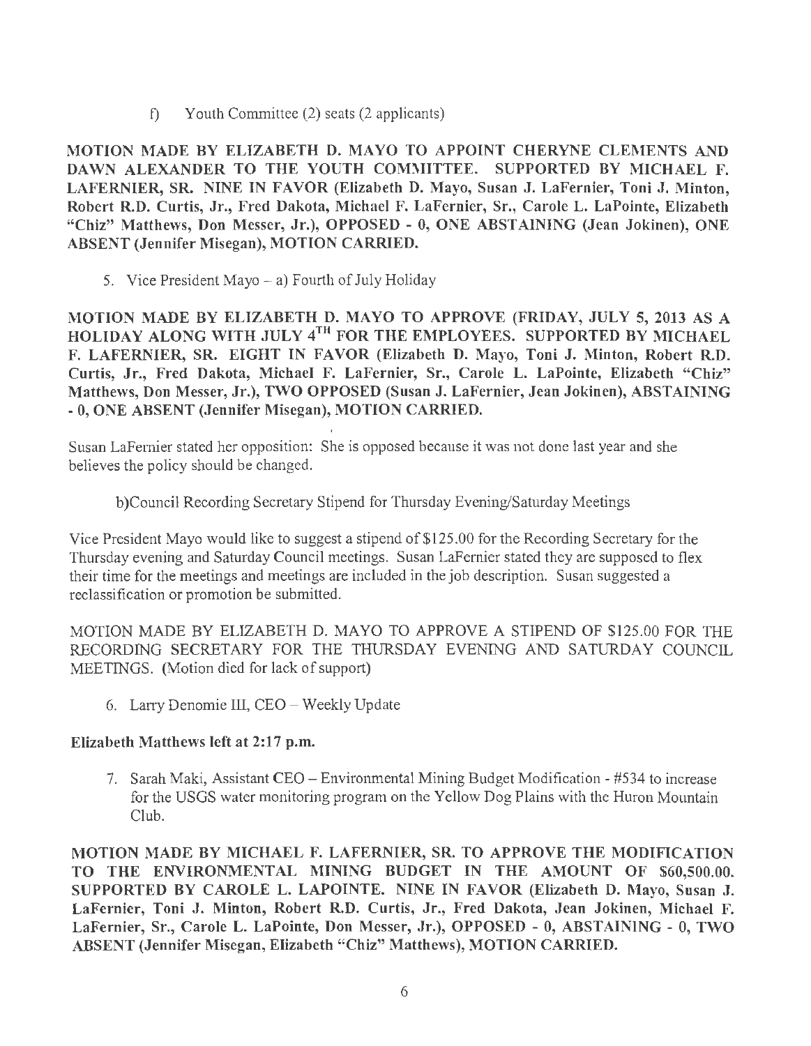f) Youth Committee (2) seats (2 applicants)

**MOTION MADE BY ELIZABETH D. MAYO TO APPOINT CHERYNE CLEMENTS AND DAWN ALEXANDER TO THE YOUTH COMMITTEE. SUPPORTED BY MICHAEL F. LAFERNIER, SR. NINE IN FAVOR (Elizabeth D. Mayo, Susan J. LaFernier, Toni J. Minton, Robert R.D. Curtis, Jr., Fred Dakota, Michael F. LaFernier, Sr., Carole L. LaPointe, Elizabeth "Chiz" Matthews, Don Messer, Jr.), OPPOSED - 0, ONE ABSTAINING (Jean Jokinen), ONE ABSENT (Jennifer Misegan), MOTION CARRIED.**

5. Vice President Mayo – a) Fourth of July Holiday

**MOTION MADE BY ELIZABETH D. MAYO TO APPROVE (FRIDAY, JULY 5, 2013 AS A HOLIDAY ALONG WITH JULY 4TH FOR THE EMPLOYEES. SUPPORTED BY MICHAEL F. LAFERNIER, SR. EIGHT IN FAVOR (Elizabeth D. Mayo, Toni J. Minton, Robert R.D. Curtis, Jr., Fred Dakota, Michael F. LaFernier, Sr., Carole L. LaPointe, Elizabeth "Chiz" Matthews, Don Messer, Jr.), TWO OPPOSED (Susan J. LaFernier, Jean Jokinen), ABSTAINING - 0, ONE ABSENT (Jennifer Misegan), MOTION CARRIED.**

Susan LaFernier stated her opposition: She is opposed because it was not done last year and she believes the policy should be changed.

b)Council Recording Secretary Stipend for Thursday Evening/Saturday Meetings

Vice President Mayo would like to suggest a stipend of $125.00 for the Recording Secretary for the Thursday evening and Saturday Council meetings. Susan LaFernier stated they are supposed to flex their time for the meetings and meetings are included in the job description. Susan suggested a reclassification or promotion be submitted.

MOTION MADE BY ELIZABETH D. MAYO TO APPROVE A STIPEND OF $125.00 FOR THE RECORDING SECRETARY FOR THE THURSDAY EVENING AND SATURDAY COUNCIL MEETINGS. (Motion died for lack of support)

6. Larry Denomie III, CEO – Weekly Update

**Elizabeth Matthews left at 2:17 p.m.**

7. Sarah Maki, Assistant CEO – Environmental Mining Budget Modification - #534 to increase for the USGS water monitoring program on the Yellow Dog Plains with the Huron Mountain Club.

**MOTION MADE BY MICHAEL F. LAFERNIER, SR. TO APPROVE THE MODIFICATION TO THE ENVIRONMENTAL MINING BUDGET IN THE AMOUNT OF $60,500.00. SUPPORTED BY CAROLE L. LAPOINTE. NINE IN FAVOR (Elizabeth D. Mayo, Susan J. LaFernier, Toni J. Minton, Robert R.D. Curtis, Jr., Fred Dakota, Jean Jokinen, Michael F. LaFernier, Sr., Carole L. LaPointe, Don Messer, Jr.), OPPOSED - 0, ABSTAINING - 0, TWO ABSENT (Jennifer Misegan, Elizabeth "Chiz" Matthews), MOTION CARRIED.**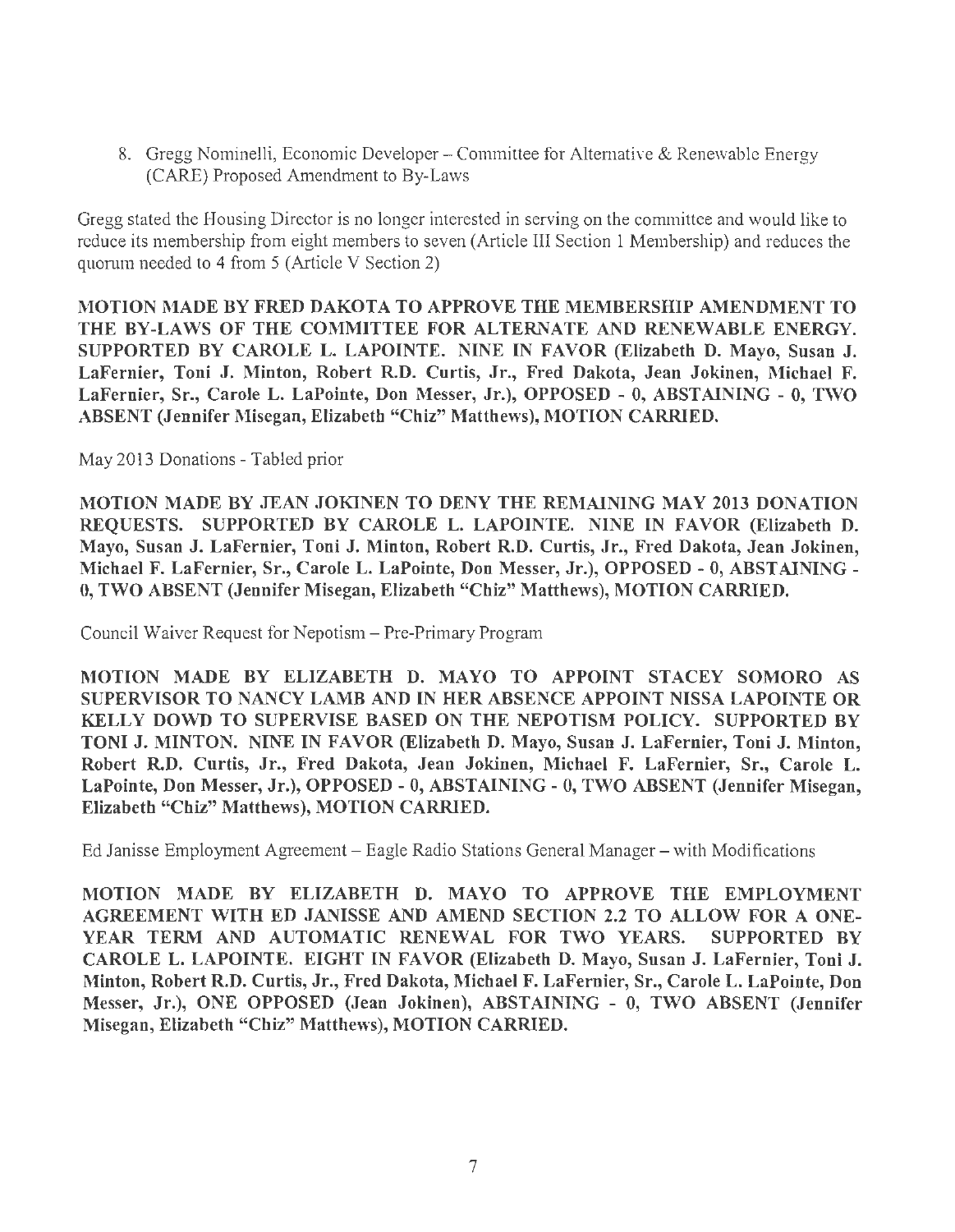8. Gregg Nominelli, Economic Developer – Committee for Alternative & Renewable Energy (CARE) Proposed Amendment to By-Laws

Gregg stated the Housing Director is no longer interested in serving on the committee and would like to reduce its membership from eight members to seven (Article III Section 1 Membership) and reduces the quorum needed to 4 from 5 (Article V Section 2)

**MOTION MADE BY FRED DAKOTA TO APPROVE THE MEMBERSHIP AMENDMENT TO THE BY-LAWS OF THE COMMITTEE FOR ALTERNATE AND RENEWABLE ENERGY. SUPPORTED BY CAROLE L. LAPOINTE. NINE IN FAVOR (Elizabeth D. Mayo, Susan J. LaFernier, Toni J. Minton, Robert R.D. Curtis, Jr., Fred Dakota, Jean Jokinen, Michael F. LaFernier, Sr., Carole L. LaPointe, Don Messer, Jr.), OPPOSED - 0, ABSTAINING - 0, TWO ABSENT (Jennifer Misegan, Elizabeth "Chiz" Matthews), MOTION CARRIED.**

May 2013 Donations - Tabled prior

**MOTION MADE BY JEAN JOKINEN TO DENY THE REMAINING MAY 2013 DONATION REQUESTS. SUPPORTED BY CAROLE L. LAPOINTE. NINE IN FAVOR (Elizabeth D. Mayo, Susan J. LaFernier, Toni J. Minton, Robert R.D. Curtis, Jr., Fred Dakota, Jean Jokinen, Michael F. LaFernier, Sr., Carole L. LaPointe, Don Messer, Jr.), OPPOSED - 0, ABSTAINING - 0, TWO ABSENT (Jennifer Misegan, Elizabeth "Chiz" Matthews), MOTION CARRIED.**

Council Waiver Request for Nepotism – Pre-Primary Program

**MOTION MADE BY ELIZABETH D. MAYO TO APPOINT STACEY SOMORO AS SUPERVISOR TO NANCY LAMB AND IN HER ABSENCE APPOINT NISSA LAPOINTE OR KELLY DOWD TO SUPERVISE BASED ON THE NEPOTISM POLICY. SUPPORTED BY TONI J. MINTON. NINE IN FAVOR (Elizabeth D. Mayo, Susan J. LaFernier, Toni J. Minton, Robert R.D. Curtis, Jr., Fred Dakota, Jean Jokinen, Michael F. LaFernier, Sr., Carole L. LaPointe, Don Messer, Jr.), OPPOSED - 0, ABSTAINING - 0, TWO ABSENT (Jennifer Misegan, Elizabeth "Chiz" Matthews), MOTION CARRIED.**

Ed Janisse Employment Agreement – Eagle Radio Stations General Manager – with Modifications

**MOTION MADE BY ELIZABETH D. MAYO TO APPROVE THE EMPLOYMENT AGREEMENT WITH ED JANISSE AND AMEND SECTION 2.2 TO ALLOW FOR A ONE-YEAR TERM AND AUTOMATIC RENEWAL FOR TWO YEARS. SUPPORTED BY CAROLE L. LAPOINTE. EIGHT IN FAVOR (Elizabeth D. Mayo, Susan J. LaFernier, Toni J. Minton, Robert R.D. Curtis, Jr., Fred Dakota, Michael F. LaFernier, Sr., Carole L. LaPointe, Don Messer, Jr.), ONE OPPOSED (Jean Jokinen), ABSTAINING - 0, TWO ABSENT (Jennifer Misegan, Elizabeth "Chiz" Matthews), MOTION CARRIED.**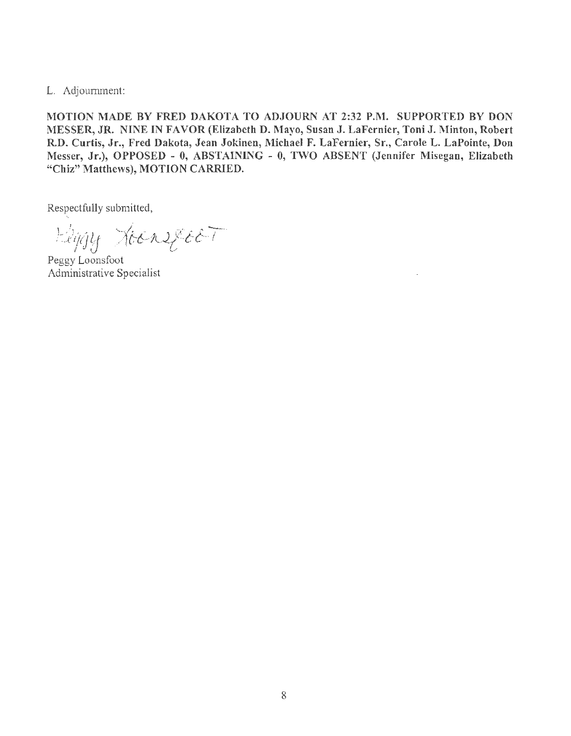L. Adjournment:

**MOTION MADE BY FRED DAKOTA TO ADJOURN AT 2:32 P.M. SUPPORTED BY DON MESSER, JR. NINE IN FAVOR (Elizabeth D. Mayo, Susan J. LaFernier, Toni J. Minton, Robert R.D. Curtis, Jr., Fred Dakota, Jean Jokinen, Michael F. LaFernier, Sr., Carole L. LaPointe, Don Messer, Jr.), OPPOSED - 0, ABSTAINING - 0, TWO ABSENT (Jennifer Misegan, Elizabeth "Chiz" Matthews), MOTION CARRIED.**

Respectfully submitted,

Peggy Loonsfoot
Administrative Specialist